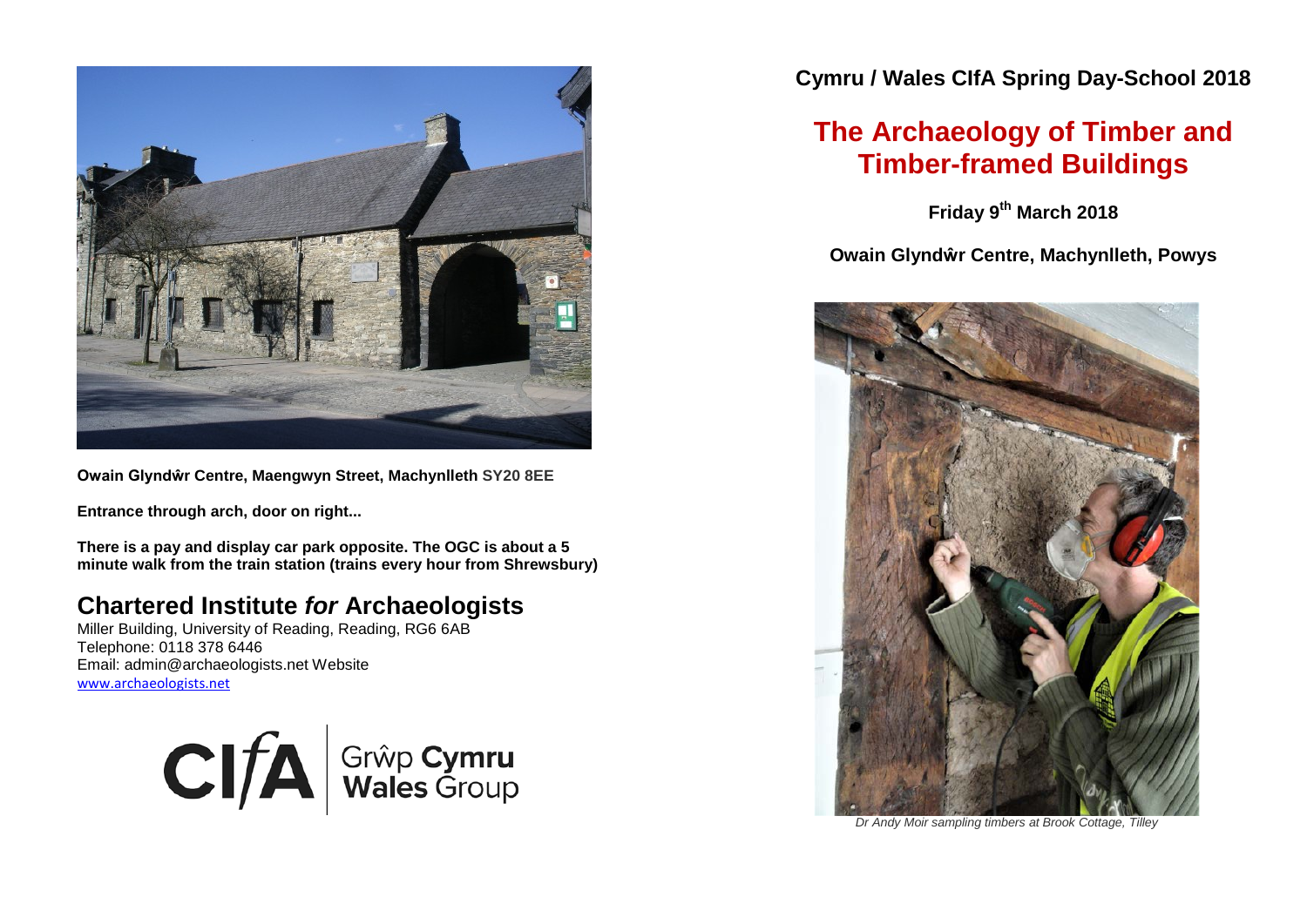# Cymru / Wales CIfA Spring Day-School 2018

## The Archaeology of Timber and Timber-framed Buildings

**Friday 9th March 2018**

**Owain Glyndŵr Centre, Machynlleth, Powys**

*Dr Andy Moir sampling timbers at Brook Cottage, Tilley*

**Owain Glyndŵr Centre, Maengwyn Street, Machynlleth SY20 8EE**

**Entrance through arch, door on right...**

**There is a pay and display car park opposite. The OGC is about a 5 minute walk from the train station (trains every hour from Shrewsbury)**

## Chartered Institute *for* Archaeologists

Miller Building, University of Reading, Reading, RG6 6AB
Telephone: 0118 378 6446
Email: admin@archaeologists.net Website
www.archaeologists.net

CIfA | Grŵp Cymru Wales Group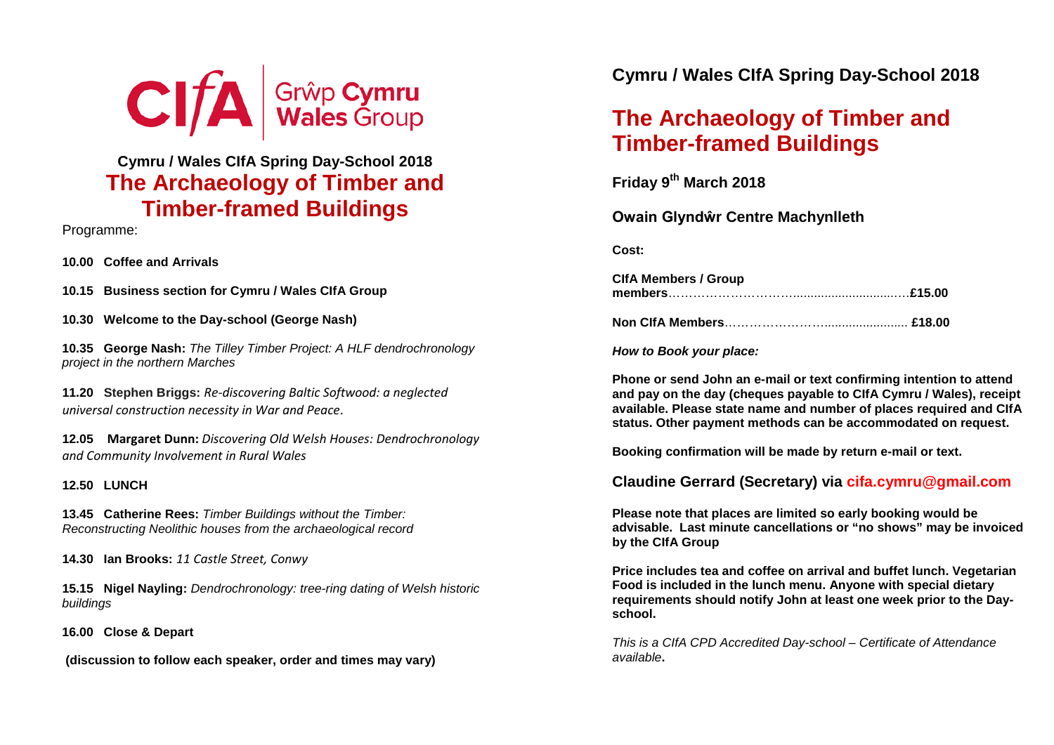CIfA | Grŵp Cymru Wales Group

### Cymru / Wales CIfA Spring Day-School 2018

# The Archaeology of Timber and Timber-framed Buildings

Programme:

**10.00 Coffee and Arrivals**

**10.15 Business section for Cymru / Wales CIfA Group**

**10.30 Welcome to the Day-school (George Nash)**

**10.35 George Nash:** *The Tilley Timber Project: A HLF dendrochronology project in the northern Marches*

**11.20 Stephen Briggs:** *Re-discovering Baltic Softwood: a neglected universal construction necessity in War and Peace*.

**12.05 Margaret Dunn:** *Discovering Old Welsh Houses: Dendrochronology and Community Involvement in Rural Wales*

**12.50 LUNCH**

**13.45 Catherine Rees:** *Timber Buildings without the Timber: Reconstructing Neolithic houses from the archaeological record*

**14.30 Ian Brooks:** *11 Castle Street, Conwy*

**15.15 Nigel Nayling:** *Dendrochronology: tree-ring dating of Welsh historic buildings*

**16.00 Close & Depart**

**(discussion to follow each speaker, order and times may vary)**

## Cymru / Wales CIfA Spring Day-School 2018

# The Archaeology of Timber and Timber-framed Buildings

**Friday 9th March 2018**

**Owain Glyndŵr Centre Machynlleth**

**Cost:**

**CIfA Members / Group members**…………………………...............................….**£15.00**

**Non CIfA Members**……………………......................... **£18.00**

***How to Book your place:***

**Phone or send John an e-mail or text confirming intention to attend and pay on the day (cheques payable to CIfA Cymru / Wales), receipt available. Please state name and number of places required and CIfA status. Other payment methods can be accommodated on request.**

**Booking confirmation will be made by return e-mail or text.**

**Claudine Gerrard (Secretary) via cifa.cymru@gmail.com**

**Please note that places are limited so early booking would be advisable. Last minute cancellations or "no shows" may be invoiced by the CIfA Group**

**Price includes tea and coffee on arrival and buffet lunch. Vegetarian Food is included in the lunch menu. Anyone with special dietary requirements should notify John at least one week prior to the Day-school.**

*This is a CIfA CPD Accredited Day-school – Certificate of Attendance available*.